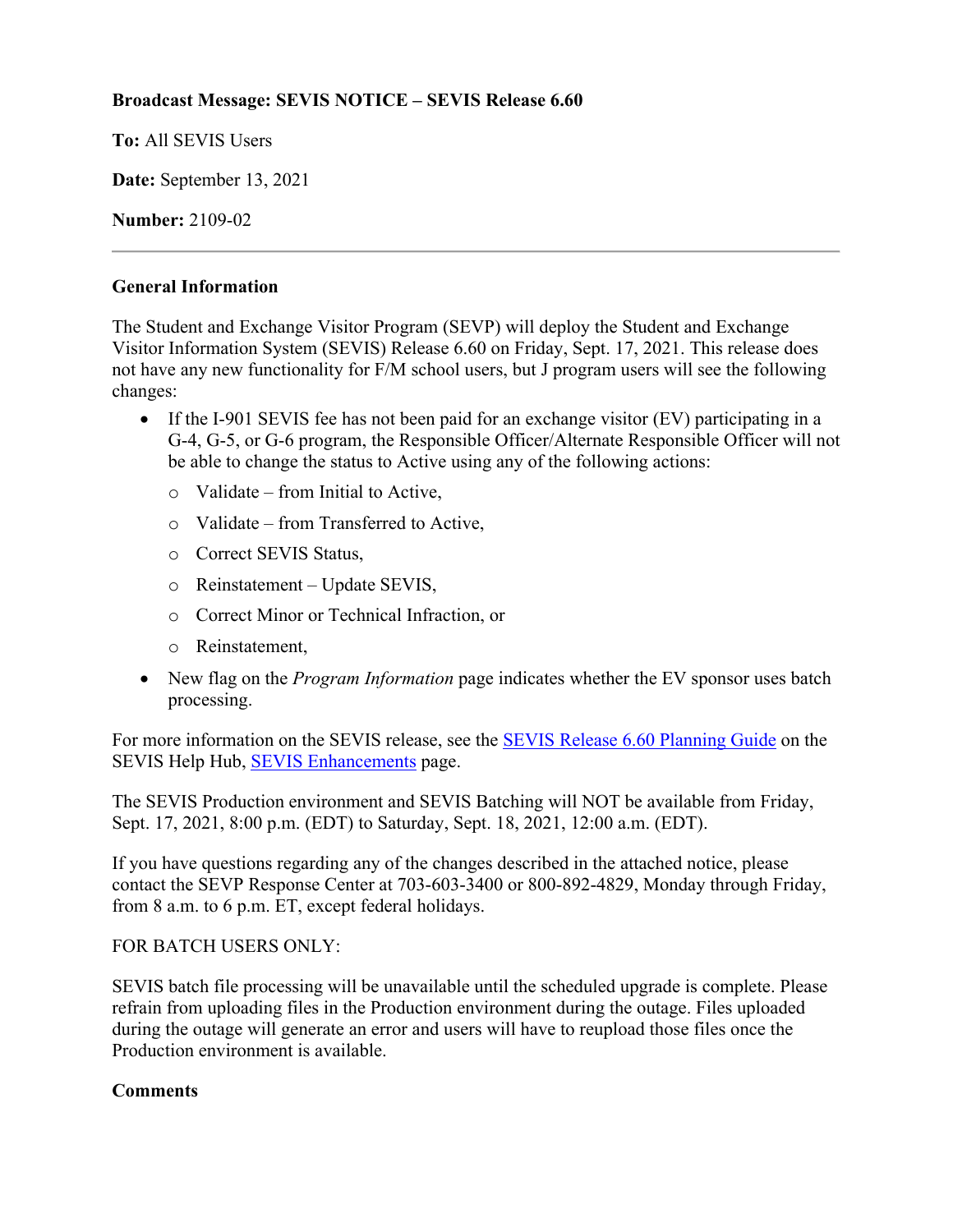**Broadcast Message: SEVIS NOTICE – SEVIS Release 6.60**

**To:** All SEVIS Users

**Date:** September 13, 2021

**Number:** 2109-02

---

**General Information**

The Student and Exchange Visitor Program (SEVP) will deploy the Student and Exchange Visitor Information System (SEVIS) Release 6.60 on Friday, Sept. 17, 2021. This release does not have any new functionality for F/M school users, but J program users will see the following changes:

- If the I-901 SEVIS fee has not been paid for an exchange visitor (EV) participating in a G-4, G-5, or G-6 program, the Responsible Officer/Alternate Responsible Officer will not be able to change the status to Active using any of the following actions:
  - Validate – from Initial to Active,
  - Validate – from Transferred to Active,
  - Correct SEVIS Status,
  - Reinstatement – Update SEVIS,
  - Correct Minor or Technical Infraction, or
  - Reinstatement,
- New flag on the *Program Information* page indicates whether the EV sponsor uses batch processing.

For more information on the SEVIS release, see the [SEVIS Release 6.60 Planning Guide]() on the SEVIS Help Hub, [SEVIS Enhancements]() page.

The SEVIS Production environment and SEVIS Batching will NOT be available from Friday, Sept. 17, 2021, 8:00 p.m. (EDT) to Saturday, Sept. 18, 2021, 12:00 a.m. (EDT).

If you have questions regarding any of the changes described in the attached notice, please contact the SEVP Response Center at 703-603-3400 or 800-892-4829, Monday through Friday, from 8 a.m. to 6 p.m. ET, except federal holidays.

FOR BATCH USERS ONLY:

SEVIS batch file processing will be unavailable until the scheduled upgrade is complete. Please refrain from uploading files in the Production environment during the outage. Files uploaded during the outage will generate an error and users will have to reupload those files once the Production environment is available.

**Comments**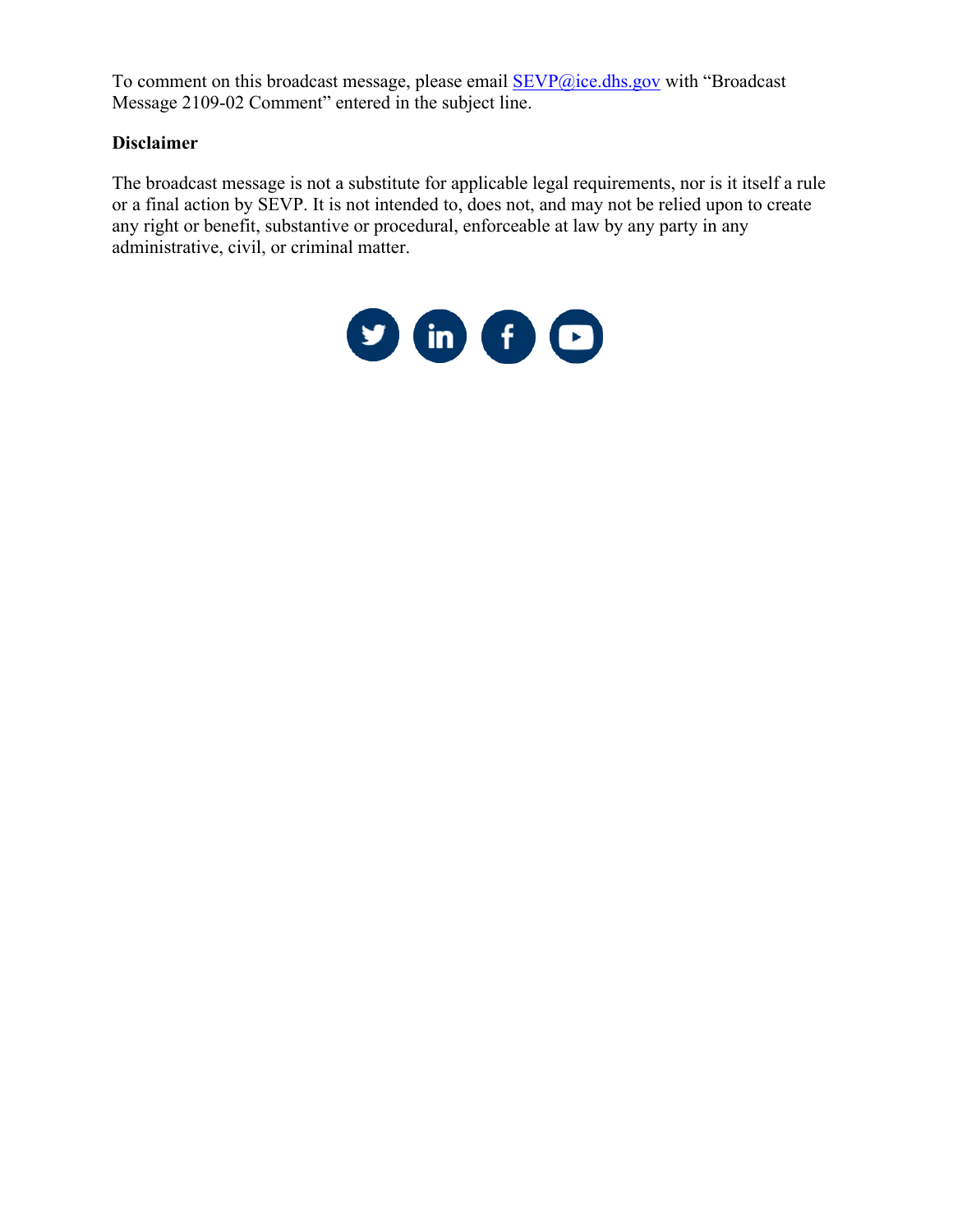To comment on this broadcast message, please email SEVP@ice.dhs.gov with "Broadcast Message 2109-02 Comment" entered in the subject line.

**Disclaimer**

The broadcast message is not a substitute for applicable legal requirements, nor is it itself a rule or a final action by SEVP. It is not intended to, does not, and may not be relied upon to create any right or benefit, substantive or procedural, enforceable at law by any party in any administrative, civil, or criminal matter.